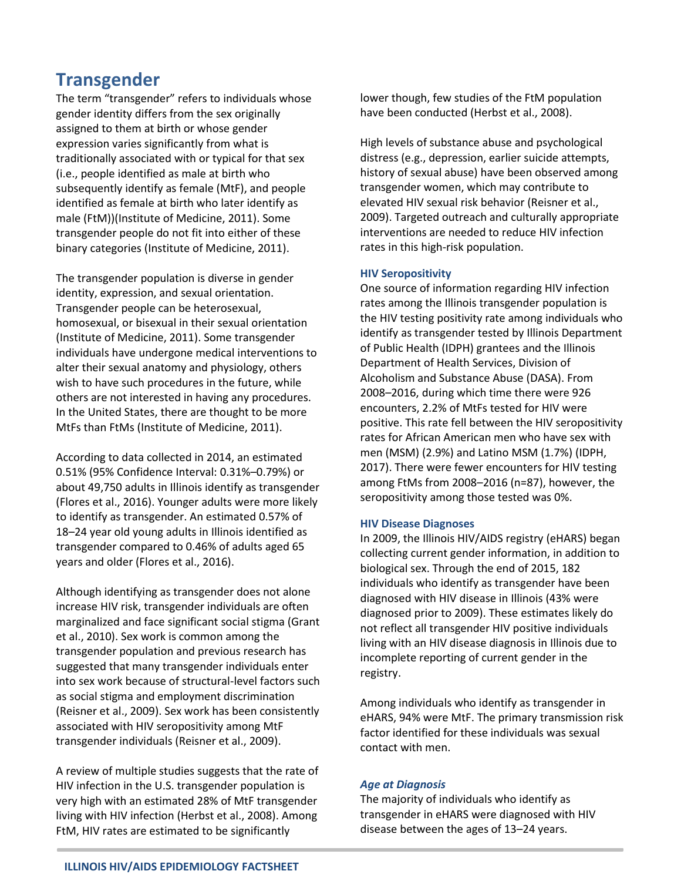# Transgender

The term "transgender" refers to individuals whose gender identity differs from the sex originally assigned to them at birth or whose gender expression varies significantly from what is traditionally associated with or typical for that sex (i.e., people identified as male at birth who subsequently identify as female (MtF), and people identified as female at birth who later identify as male (FtM))(Institute of Medicine, 2011). Some transgender people do not fit into either of these binary categories (Institute of Medicine, 2011).

The transgender population is diverse in gender identity, expression, and sexual orientation. Transgender people can be heterosexual, homosexual, or bisexual in their sexual orientation (Institute of Medicine, 2011). Some transgender individuals have undergone medical interventions to alter their sexual anatomy and physiology, others wish to have such procedures in the future, while others are not interested in having any procedures. In the United States, there are thought to be more MtFs than FtMs (Institute of Medicine, 2011).

According to data collected in 2014, an estimated 0.51% (95% Confidence Interval: 0.31%–0.79%) or about 49,750 adults in Illinois identify as transgender (Flores et al., 2016). Younger adults were more likely to identify as transgender. An estimated 0.57% of 18–24 year old young adults in Illinois identified as transgender compared to 0.46% of adults aged 65 years and older (Flores et al., 2016).

Although identifying as transgender does not alone increase HIV risk, transgender individuals are often marginalized and face significant social stigma (Grant et al., 2010). Sex work is common among the transgender population and previous research has suggested that many transgender individuals enter into sex work because of structural-level factors such as social stigma and employment discrimination (Reisner et al., 2009). Sex work has been consistently associated with HIV seropositivity among MtF transgender individuals (Reisner et al., 2009).

A review of multiple studies suggests that the rate of HIV infection in the U.S. transgender population is very high with an estimated 28% of MtF transgender living with HIV infection (Herbst et al., 2008). Among FtM, HIV rates are estimated to be significantly lower though, few studies of the FtM population have been conducted (Herbst et al., 2008).

High levels of substance abuse and psychological distress (e.g., depression, earlier suicide attempts, history of sexual abuse) have been observed among transgender women, which may contribute to elevated HIV sexual risk behavior (Reisner et al., 2009). Targeted outreach and culturally appropriate interventions are needed to reduce HIV infection rates in this high-risk population.

### HIV Seropositivity

One source of information regarding HIV infection rates among the Illinois transgender population is the HIV testing positivity rate among individuals who identify as transgender tested by Illinois Department of Public Health (IDPH) grantees and the Illinois Department of Health Services, Division of Alcoholism and Substance Abuse (DASA). From 2008–2016, during which time there were 926 encounters, 2.2% of MtFs tested for HIV were positive. This rate fell between the HIV seropositivity rates for African American men who have sex with men (MSM) (2.9%) and Latino MSM (1.7%) (IDPH, 2017). There were fewer encounters for HIV testing among FtMs from 2008–2016 (n=87), however, the seropositivity among those tested was 0%.

### HIV Disease Diagnoses

In 2009, the Illinois HIV/AIDS registry (eHARS) began collecting current gender information, in addition to biological sex. Through the end of 2015, 182 individuals who identify as transgender have been diagnosed with HIV disease in Illinois (43% were diagnosed prior to 2009). These estimates likely do not reflect all transgender HIV positive individuals living with an HIV disease diagnosis in Illinois due to incomplete reporting of current gender in the registry.

Among individuals who identify as transgender in eHARS, 94% were MtF. The primary transmission risk factor identified for these individuals was sexual contact with men.

#### *Age at Diagnosis*

The majority of individuals who identify as transgender in eHARS were diagnosed with HIV disease between the ages of 13–24 years.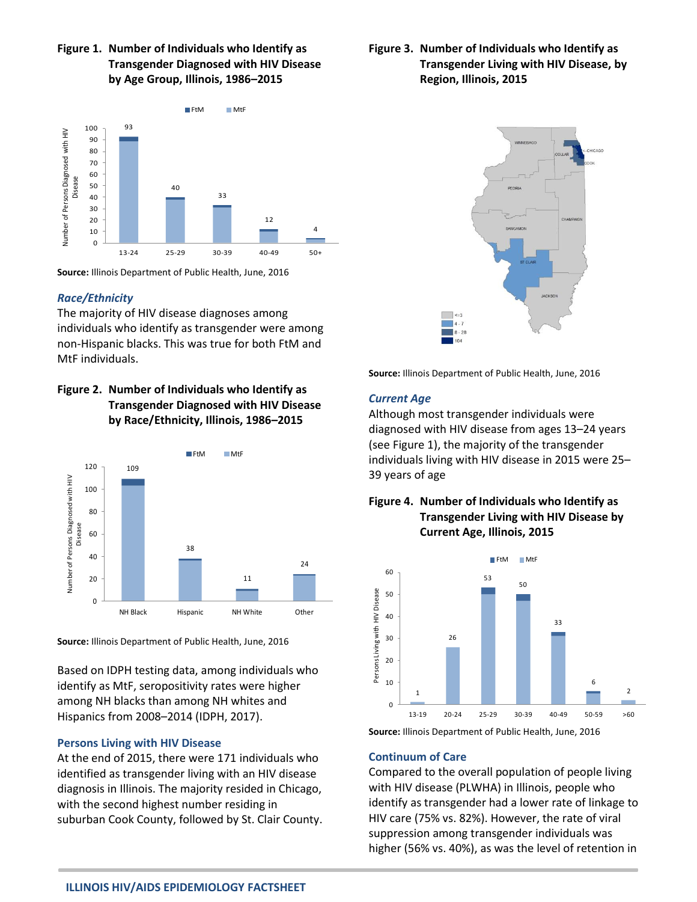**Figure 1. Number of Individuals who Identify as Transgender Diagnosed with HIV Disease by Age Group, Illinois, 1986–2015**

**Source:** Illinois Department of Public Health, June, 2016

### *Race/Ethnicity*

The majority of HIV disease diagnoses among individuals who identify as transgender were among non-Hispanic blacks. This was true for both FtM and MtF individuals.

**Figure 2. Number of Individuals who Identify as Transgender Diagnosed with HIV Disease by Race/Ethnicity, Illinois, 1986–2015**

**Source:** Illinois Department of Public Health, June, 2016

Based on IDPH testing data, among individuals who identify as MtF, seropositivity rates were higher among NH blacks than among NH whites and Hispanics from 2008–2014 (IDPH, 2017).

### Persons Living with HIV Disease

At the end of 2015, there were 171 individuals who identified as transgender living with an HIV disease diagnosis in Illinois. The majority resided in Chicago, with the second highest number residing in suburban Cook County, followed by St. Clair County.

**Figure 3. Number of Individuals who Identify as Transgender Living with HIV Disease, by Region, Illinois, 2015**

**Source:** Illinois Department of Public Health, June, 2016

### *Current Age*

Although most transgender individuals were diagnosed with HIV disease from ages 13–24 years (see Figure 1), the majority of the transgender individuals living with HIV disease in 2015 were 25–39 years of age

**Figure 4. Number of Individuals who Identify as Transgender Living with HIV Disease by Current Age, Illinois, 2015**

**Source:** Illinois Department of Public Health, June, 2016

### Continuum of Care

Compared to the overall population of people living with HIV disease (PLWHA) in Illinois, people who identify as transgender had a lower rate of linkage to HIV care (75% vs. 82%). However, the rate of viral suppression among transgender individuals was higher (56% vs. 40%), as was the level of retention in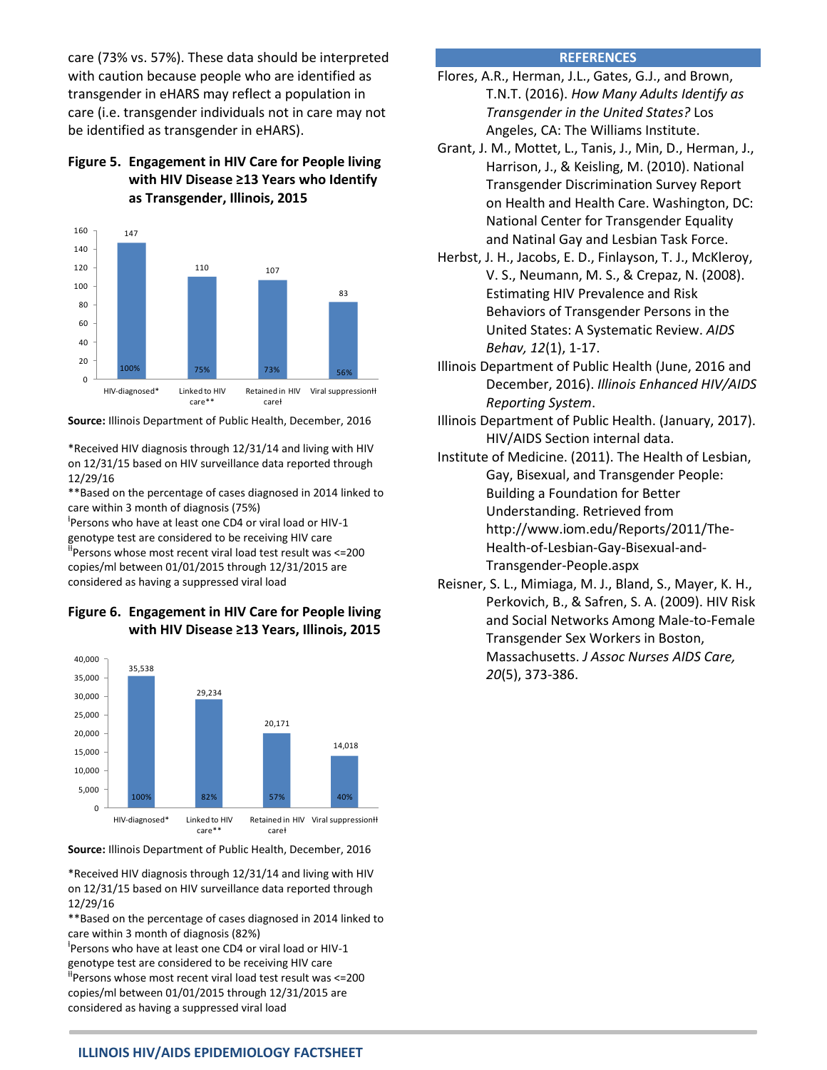care (73% vs. 57%). These data should be interpreted with caution because people who are identified as transgender in eHARS may reflect a population in care (i.e. transgender individuals not in care may not be identified as transgender in eHARS).

**Figure 5. Engagement in HIV Care for People living with HIV Disease ≥13 Years who Identify as Transgender, Illinois, 2015**

160
140
120
100
80
60
40
20
0

147
100%
HIV-diagnosed*

110
75%
Linked to HIV care**

107
73%
Retained in HIV careǂ

83
56%
Viral suppressionǂǂ

**Source:** Illinois Department of Public Health, December, 2016

*Received HIV diagnosis through 12/31/14 and living with HIV on 12/31/15 based on HIV surveillance data reported through 12/29/16

**Based on the percentage of cases diagnosed in 2014 linked to care within 3 month of diagnosis (75%)

ǂPersons who have at least one CD4 or viral load or HIV-1 genotype test are considered to be receiving HIV care

ǂǂPersons whose most recent viral load test result was <=200 copies/ml between 01/01/2015 through 12/31/2015 are considered as having a suppressed viral load

**Figure 6. Engagement in HIV Care for People living with HIV Disease ≥13 Years, Illinois, 2015**

40,000
35,000
30,000
25,000
20,000
15,000
10,000
5,000
0

35,538
100%
HIV-diagnosed*

29,234
82%
Linked to HIV care**

20,171
57%
Retained in HIV careǂ

14,018
40%
Viral suppressionǂǂ

**Source:** Illinois Department of Public Health, December, 2016

*Received HIV diagnosis through 12/31/14 and living with HIV on 12/31/15 based on HIV surveillance data reported through 12/29/16

**Based on the percentage of cases diagnosed in 2014 linked to care within 3 month of diagnosis (82%)

ǂPersons who have at least one CD4 or viral load or HIV-1 genotype test are considered to be receiving HIV care

ǂǂPersons whose most recent viral load test result was <=200 copies/ml between 01/01/2015 through 12/31/2015 are considered as having a suppressed viral load

## REFERENCES

Flores, A.R., Herman, J.L., Gates, G.J., and Brown, T.N.T. (2016). *How Many Adults Identify as Transgender in the United States?* Los Angeles, CA: The Williams Institute.

Grant, J. M., Mottet, L., Tanis, J., Min, D., Herman, J., Harrison, J., & Keisling, M. (2010). National Transgender Discrimination Survey Report on Health and Health Care. Washington, DC: National Center for Transgender Equality and Natinal Gay and Lesbian Task Force.

Herbst, J. H., Jacobs, E. D., Finlayson, T. J., McKleroy, V. S., Neumann, M. S., & Crepaz, N. (2008). Estimating HIV Prevalence and Risk Behaviors of Transgender Persons in the United States: A Systematic Review. *AIDS Behav, 12*(1), 1-17.

Illinois Department of Public Health (June, 2016 and December, 2016). *Illinois Enhanced HIV/AIDS Reporting System*.

Illinois Department of Public Health. (January, 2017). HIV/AIDS Section internal data.

Institute of Medicine. (2011). The Health of Lesbian, Gay, Bisexual, and Transgender People: Building a Foundation for Better Understanding. Retrieved from http://www.iom.edu/Reports/2011/The-Health-of-Lesbian-Gay-Bisexual-and-Transgender-People.aspx

Reisner, S. L., Mimiaga, M. J., Bland, S., Mayer, K. H., Perkovich, B., & Safren, S. A. (2009). HIV Risk and Social Networks Among Male-to-Female Transgender Sex Workers in Boston, Massachusetts. *J Assoc Nurses AIDS Care, 20*(5), 373-386.